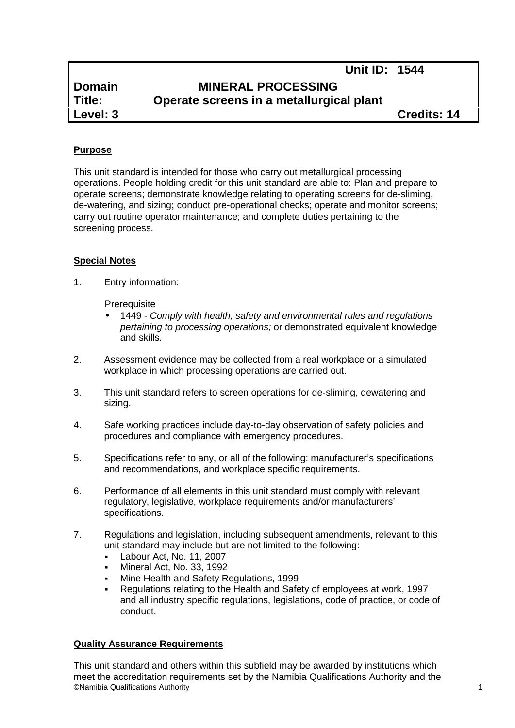| | Unit ID: | 1544 |
|---|---|---|
| **Domain** | **MINERAL PROCESSING** | |
| **Title:** | **Operate screens in a metallurgical plant** | |
| **Level: 3** | | **Credits: 14** |

**Purpose**

This unit standard is intended for those who carry out metallurgical processing operations. People holding credit for this unit standard are able to: Plan and prepare to operate screens; demonstrate knowledge relating to operating screens for de-sliming, de-watering, and sizing; conduct pre-operational checks; operate and monitor screens; carry out routine operator maintenance; and complete duties pertaining to the screening process.

**Special Notes**

1. Entry information:

   Prerequisite
   - 1449 - *Comply with health, safety and environmental rules and regulations pertaining to processing operations;* or demonstrated equivalent knowledge and skills.

2. Assessment evidence may be collected from a real workplace or a simulated workplace in which processing operations are carried out.

3. This unit standard refers to screen operations for de-sliming, dewatering and sizing.

4. Safe working practices include day-to-day observation of safety policies and procedures and compliance with emergency procedures.

5. Specifications refer to any, or all of the following: manufacturer's specifications and recommendations, and workplace specific requirements.

6. Performance of all elements in this unit standard must comply with relevant regulatory, legislative, workplace requirements and/or manufacturers' specifications.

7. Regulations and legislation, including subsequent amendments, relevant to this unit standard may include but are not limited to the following:
   - Labour Act, No. 11, 2007
   - Mineral Act, No. 33, 1992
   - Mine Health and Safety Regulations, 1999
   - Regulations relating to the Health and Safety of employees at work, 1997 and all industry specific regulations, legislations, code of practice, or code of conduct.

**Quality Assurance Requirements**

This unit standard and others within this subfield may be awarded by institutions which meet the accreditation requirements set by the Namibia Qualifications Authority and the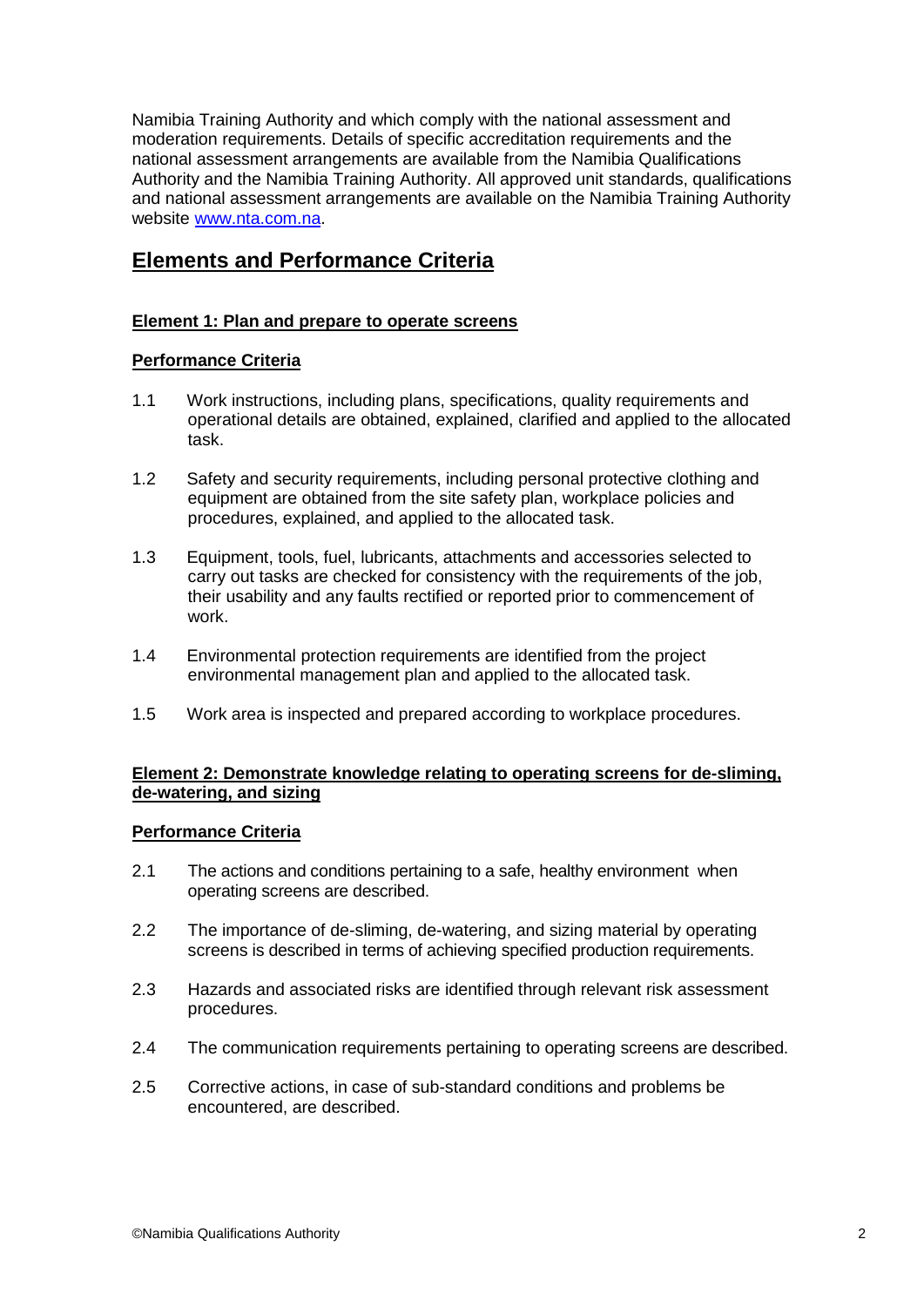Namibia Training Authority and which comply with the national assessment and moderation requirements. Details of specific accreditation requirements and the national assessment arrangements are available from the Namibia Qualifications Authority and the Namibia Training Authority. All approved unit standards, qualifications and national assessment arrangements are available on the Namibia Training Authority website [www.nta.com.na](http://www.nta.com.na).

## Elements and Performance Criteria

### Element 1: Plan and prepare to operate screens

#### Performance Criteria

1.1 Work instructions, including plans, specifications, quality requirements and operational details are obtained, explained, clarified and applied to the allocated task.

1.2 Safety and security requirements, including personal protective clothing and equipment are obtained from the site safety plan, workplace policies and procedures, explained, and applied to the allocated task.

1.3 Equipment, tools, fuel, lubricants, attachments and accessories selected to carry out tasks are checked for consistency with the requirements of the job, their usability and any faults rectified or reported prior to commencement of work.

1.4 Environmental protection requirements are identified from the project environmental management plan and applied to the allocated task.

1.5 Work area is inspected and prepared according to workplace procedures.

### Element 2: Demonstrate knowledge relating to operating screens for de-sliming, de-watering, and sizing

#### Performance Criteria

2.1 The actions and conditions pertaining to a safe, healthy environment when operating screens are described.

2.2 The importance of de-sliming, de-watering, and sizing material by operating screens is described in terms of achieving specified production requirements.

2.3 Hazards and associated risks are identified through relevant risk assessment procedures.

2.4 The communication requirements pertaining to operating screens are described.

2.5 Corrective actions, in case of sub-standard conditions and problems be encountered, are described.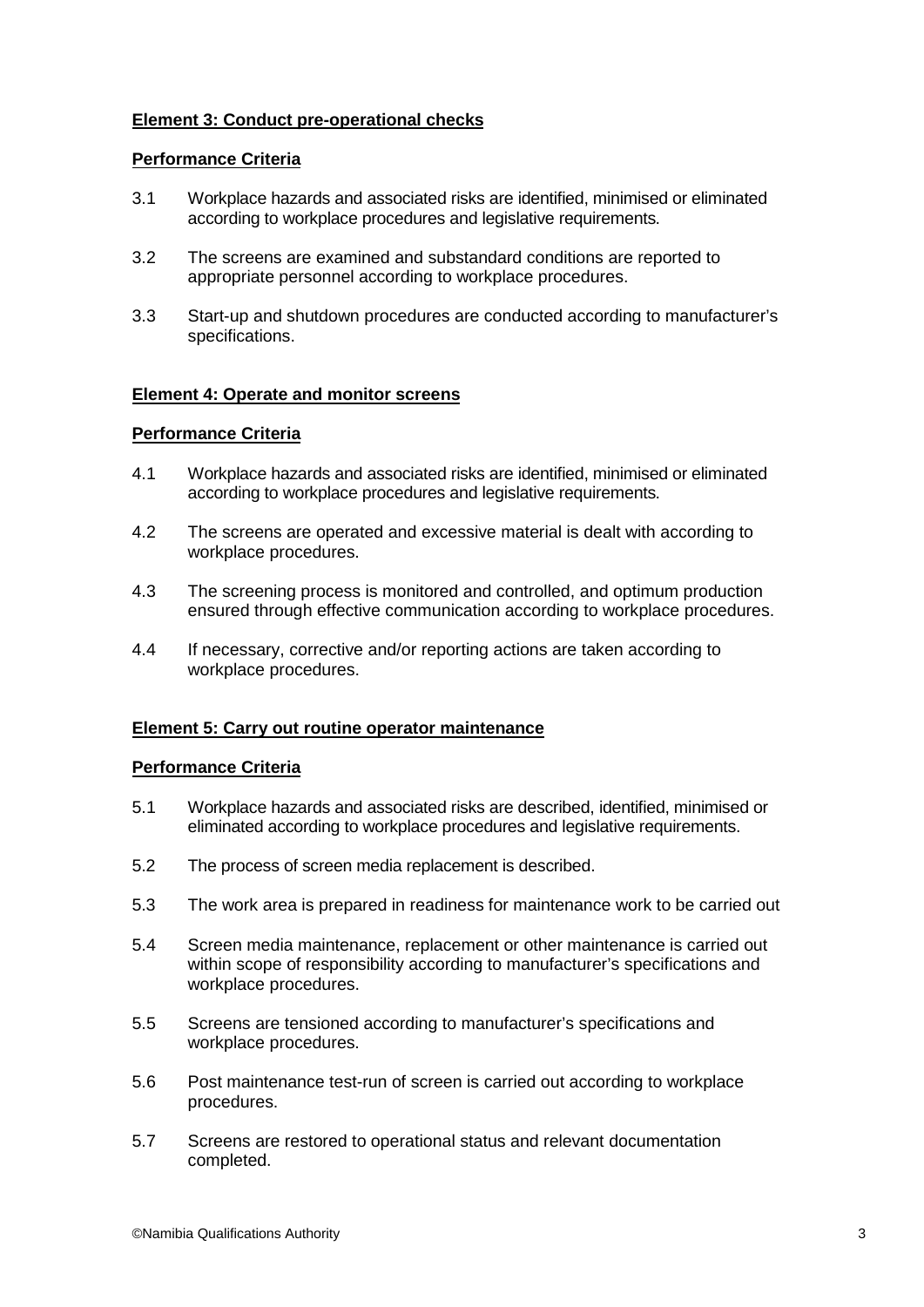**Element 3: Conduct pre-operational checks**

**Performance Criteria**

3.1 Workplace hazards and associated risks are identified, minimised or eliminated according to workplace procedures and legislative requirements.

3.2 The screens are examined and substandard conditions are reported to appropriate personnel according to workplace procedures.

3.3 Start-up and shutdown procedures are conducted according to manufacturer's specifications.

**Element 4: Operate and monitor screens**

**Performance Criteria**

4.1 Workplace hazards and associated risks are identified, minimised or eliminated according to workplace procedures and legislative requirements.

4.2 The screens are operated and excessive material is dealt with according to workplace procedures.

4.3 The screening process is monitored and controlled, and optimum production ensured through effective communication according to workplace procedures.

4.4 If necessary, corrective and/or reporting actions are taken according to workplace procedures.

**Element 5: Carry out routine operator maintenance**

**Performance Criteria**

5.1 Workplace hazards and associated risks are described, identified, minimised or eliminated according to workplace procedures and legislative requirements.

5.2 The process of screen media replacement is described.

5.3 The work area is prepared in readiness for maintenance work to be carried out

5.4 Screen media maintenance, replacement or other maintenance is carried out within scope of responsibility according to manufacturer's specifications and workplace procedures.

5.5 Screens are tensioned according to manufacturer's specifications and workplace procedures.

5.6 Post maintenance test-run of screen is carried out according to workplace procedures.

5.7 Screens are restored to operational status and relevant documentation completed.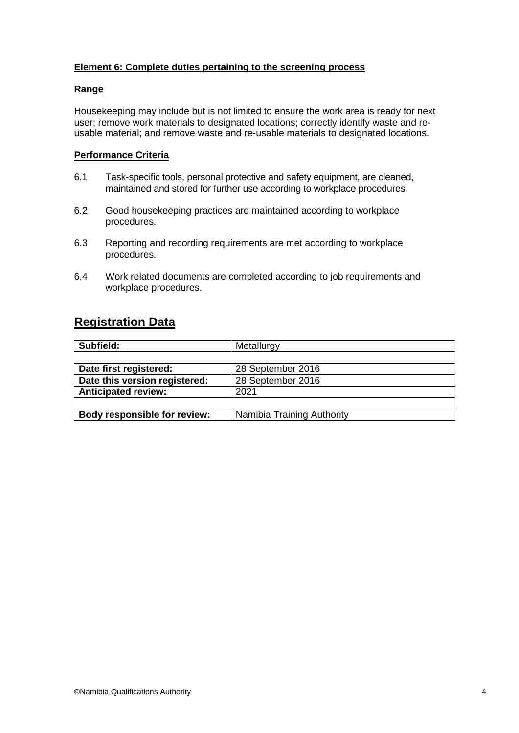**Element 6: Complete duties pertaining to the screening process**

**Range**

Housekeeping may include but is not limited to ensure the work area is ready for next user; remove work materials to designated locations; correctly identify waste and re-usable material; and remove waste and re-usable materials to designated locations.

**Performance Criteria**

6.1 Task-specific tools, personal protective and safety equipment, are cleaned, maintained and stored for further use according to workplace procedures.

6.2 Good housekeeping practices are maintained according to workplace procedures.

6.3 Reporting and recording requirements are met according to workplace procedures.

6.4 Work related documents are completed according to job requirements and workplace procedures.

## Registration Data

| | |
|---|---|
| **Subfield:** | Metallurgy |
| | |
| **Date first registered:** | 28 September 2016 |
| **Date this version registered:** | 28 September 2016 |
| **Anticipated review:** | 2021 |
| | |
| **Body responsible for review:** | Namibia Training Authority |